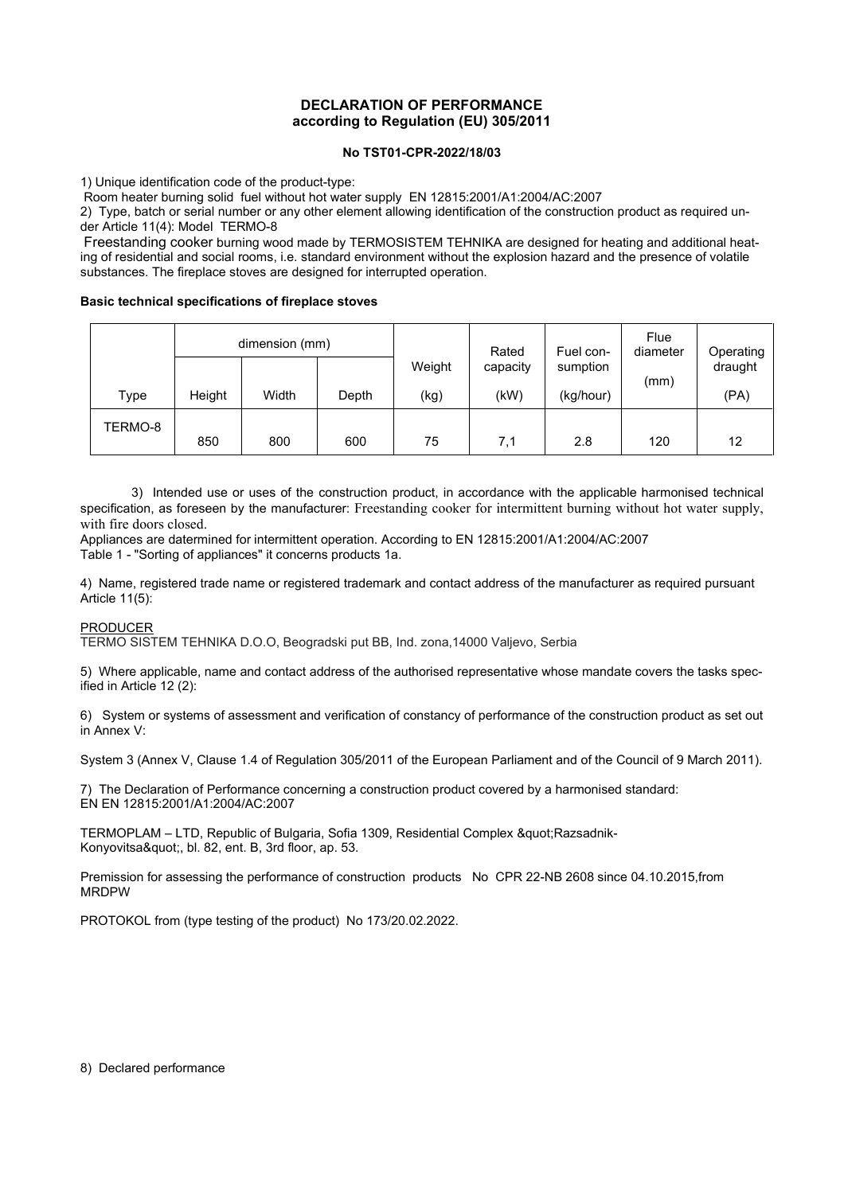**DECLARATION OF PERFORMANCE**
**according to Regulation (EU) 305/2011**

**No TST01-CPR-2022/18/03**

1) Unique identification code of the product-type:
Room heater burning solid fuel without hot water supply EN 12815:2001/A1:2004/AC:2007

2) Type, batch or serial number or any other element allowing identification of the construction product as required under Article 11(4): Model TERMO-8

Freestanding cooker burning wood made by TERMOSISTEM TEHNIKA are designed for heating and additional heating of residential and social rooms, i.e. standard environment without the explosion hazard and the presence of volatile substances. The fireplace stoves are designed for interrupted operation.

**Basic technical specifications of fireplace stoves**

| | dimension (mm) | | | Weight | Rated capacity | Fuel consumption | Flue diameter | Operating draught |
|---|---|---|---|---|---|---|---|---|
| Type | Height | Width | Depth | (kg) | (kW) | (kg/hour) | (mm) | (PA) |
| TERMO-8 | 850 | 800 | 600 | 75 | 7,1 | 2.8 | 120 | 12 |

3) Intended use or uses of the construction product, in accordance with the applicable harmonised technical specification, as foreseen by the manufacturer: Freestanding cooker for intermittent burning without hot water supply, with fire doors closed.

Appliances are datermined for intermittent operation. According to EN 12815:2001/A1:2004/AC:2007 Table 1 - "Sorting of appliances" it concerns products 1a.

4) Name, registered trade name or registered trademark and contact address of the manufacturer as required pursuant Article 11(5):

PRODUCER
TERMO SISTEM TEHNIKA D.O.O, Beogradski put BB, Ind. zona,14000 Valjevo, Serbia

5) Where applicable, name and contact address of the authorised representative whose mandate covers the tasks specified in Article 12 (2):

6) System or systems of assessment and verification of constancy of performance of the construction product as set out in Annex V:

System 3 (Annex V, Clause 1.4 of Regulation 305/2011 of the European Parliament and of the Council of 9 March 2011).

7) The Declaration of Performance concerning a construction product covered by a harmonised standard:
EN EN 12815:2001/A1:2004/AC:2007

TERMOPLAM – LTD, Republic of Bulgaria, Sofia 1309, Residential Complex &quot;Razsadnik-Konyovitsa&quot;, bl. 82, ent. B, 3rd floor, ap. 53.

Premission for assessing the performance of construction products No CPR 22-NB 2608 since 04.10.2015,from MRDPW

PROTOKOL from (type testing of the product) No 173/20.02.2022.

8) Declared performance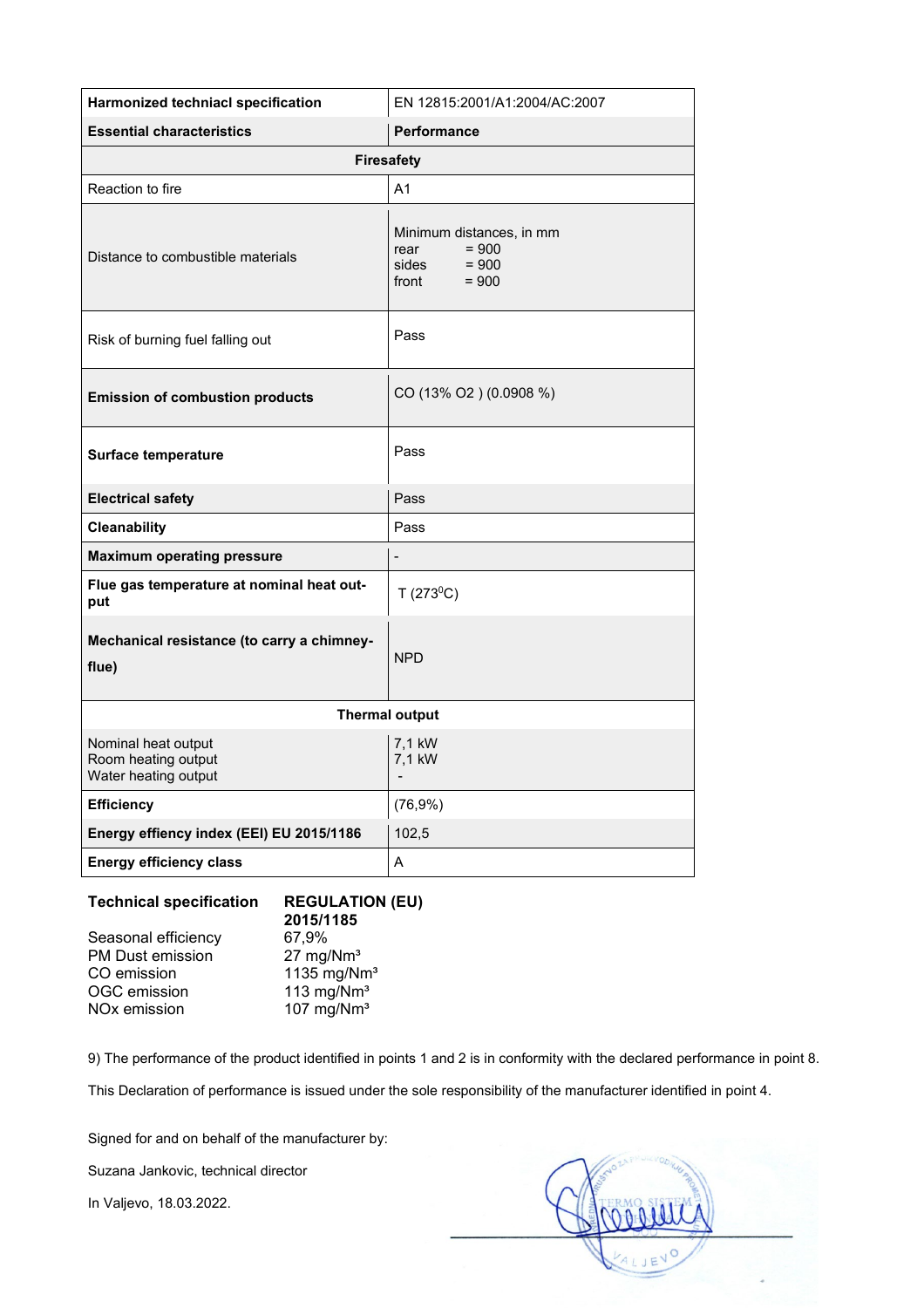| Harmonized techniacl specification | EN 12815:2001/A1:2004/AC:2007 |
|---|---|
| **Essential characteristics** | **Performance** |
| **Firesafety** | |
| Reaction to fire | A1 |
| Distance to combustible materials | Minimum distances, in mm<br>rear = 900<br>sides = 900<br>front = 900 |
| Risk of burning fuel falling out | Pass |
| **Emission of combustion products** | CO (13% O2 ) (0.0908 %) |
| **Surface temperature** | Pass |
| **Electrical safety** | Pass |
| **Cleanability** | Pass |
| **Maximum operating pressure** | - |
| **Flue gas temperature at nominal heat out-put** | T (273$^0$C) |
| **Mechanical resistance (to carry a chimney-flue)** | NPD |
| **Thermal output** | |
| Nominal heat output<br>Room heating output<br>Water heating output | 7,1 kW<br>7,1 kW<br>- |
| **Efficiency** | (76,9%) |
| **Energy effiency index (EEI) EU 2015/1186** | 102,5 |
| **Energy efficiency class** | A |

| **Technical specification** | **REGULATION (EU) 2015/1185** |
|---|---|
| Seasonal efficiency | 67,9% |
| PM Dust emission | 27 mg/Nm³ |
| CO emission | 1135 mg/Nm³ |
| OGC emission | 113 mg/Nm³ |
| NOx emission | 107 mg/Nm³ |

9) The performance of the product identified in points 1 and 2 is in conformity with the declared performance in point 8.

This Declaration of performance is issued under the sole responsibility of the manufacturer identified in point 4.

Signed for and on behalf of the manufacturer by:

Suzana Jankovic, technical director

In Valjevo, 18.03.2022.